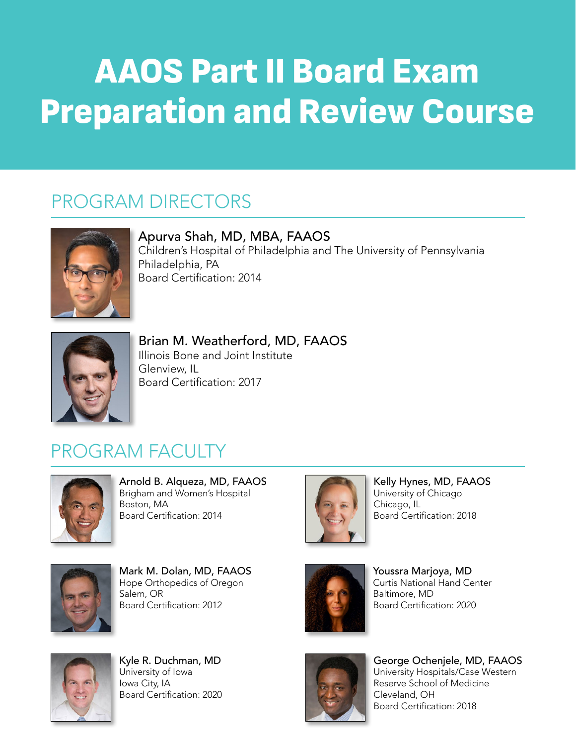# AAOS Part II Board Exam Preparation and Review Course

## PROGRAM DIRECTORS

**Apurva Shah, MD, MBA, FAAOS**
Children's Hospital of Philadelphia and The University of Pennsylvania
Philadelphia, PA
Board Certification: 2014

**Brian M. Weatherford, MD, FAAOS**
Illinois Bone and Joint Institute
Glenview, IL
Board Certification: 2017

## PROGRAM FACULTY

**Arnold B. Alqueza, MD, FAAOS**
Brigham and Women's Hospital
Boston, MA
Board Certification: 2014

**Mark M. Dolan, MD, FAAOS**
Hope Orthopedics of Oregon
Salem, OR
Board Certification: 2012

**Kyle R. Duchman, MD**
University of Iowa
Iowa City, IA
Board Certification: 2020

**Kelly Hynes, MD, FAAOS**
University of Chicago
Chicago, IL
Board Certification: 2018

**Youssra Marjoya, MD**
Curtis National Hand Center
Baltimore, MD
Board Certification: 2020

**George Ochenjele, MD, FAAOS**
University Hospitals/Case Western Reserve School of Medicine
Cleveland, OH
Board Certification: 2018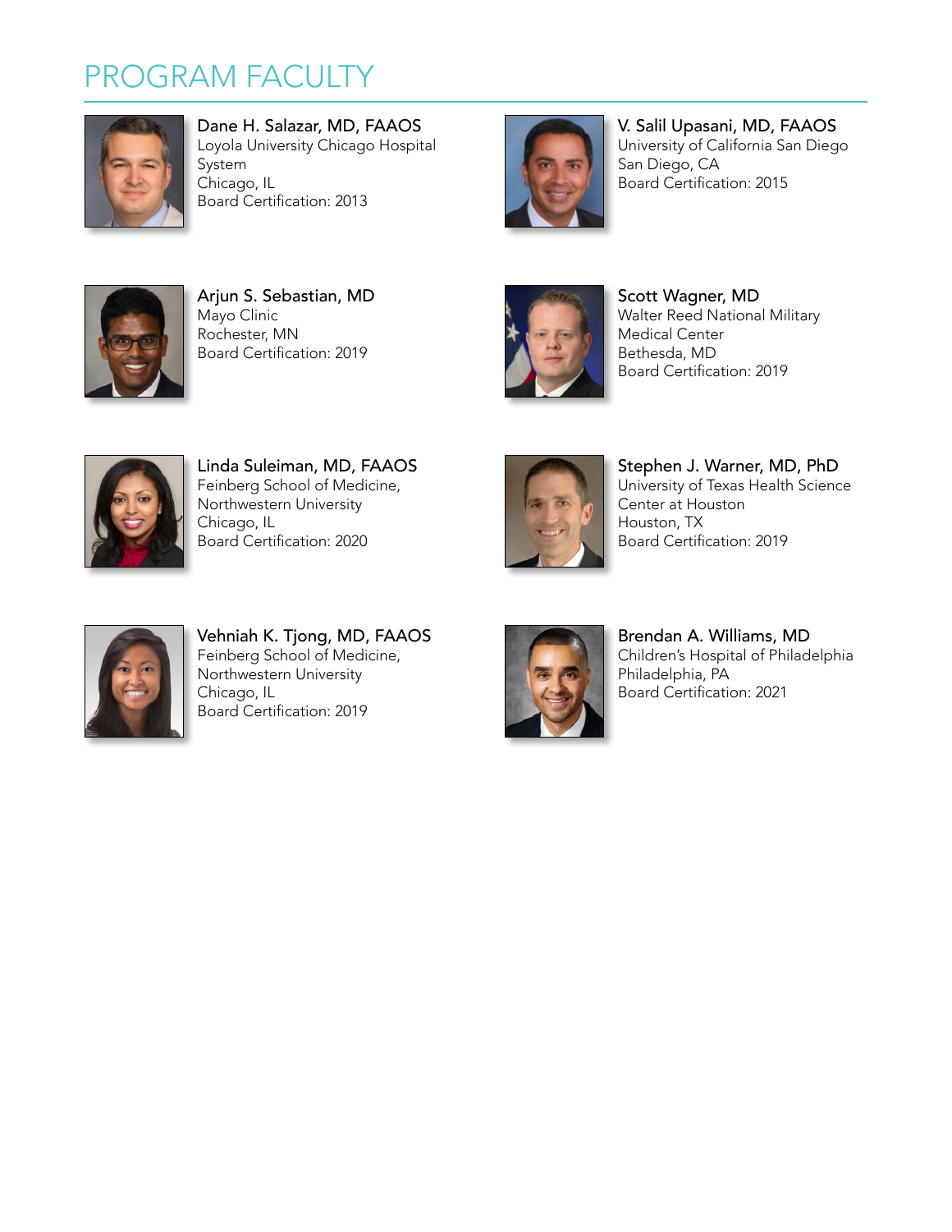# PROGRAM FACULTY

**Dane H. Salazar, MD, FAAOS**
Loyola University Chicago Hospital System
Chicago, IL
Board Certification: 2013

**V. Salil Upasani, MD, FAAOS**
University of California San Diego
San Diego, CA
Board Certification: 2015

**Arjun S. Sebastian, MD**
Mayo Clinic
Rochester, MN
Board Certification: 2019

**Scott Wagner, MD**
Walter Reed National Military Medical Center
Bethesda, MD
Board Certification: 2019

**Linda Suleiman, MD, FAAOS**
Feinberg School of Medicine, Northwestern University
Chicago, IL
Board Certification: 2020

**Stephen J. Warner, MD, PhD**
University of Texas Health Science Center at Houston
Houston, TX
Board Certification: 2019

**Vehniah K. Tjong, MD, FAAOS**
Feinberg School of Medicine, Northwestern University
Chicago, IL
Board Certification: 2019

**Brendan A. Williams, MD**
Children's Hospital of Philadelphia
Philadelphia, PA
Board Certification: 2021